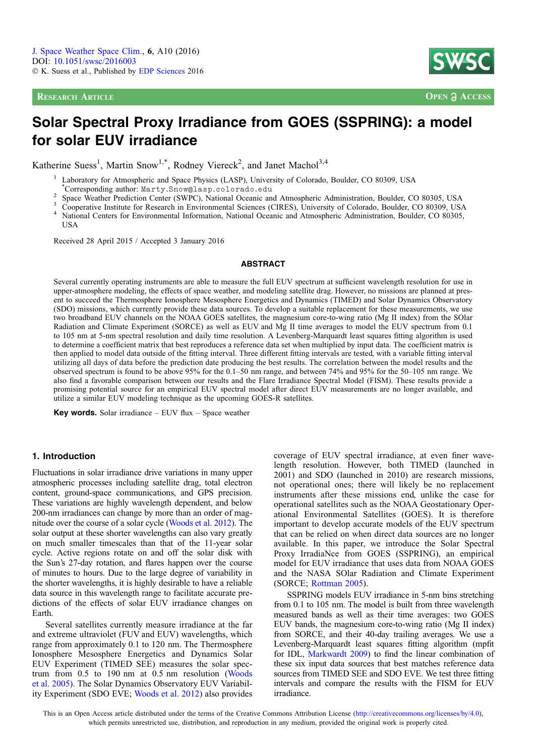J. Space Weather Space Clim., 6, A10 (2016)
DOI: 10.1051/swsc/2016003
© K. Suess et al., Published by EDP Sciences 2016

Research Article — Open Access

# Solar Spectral Proxy Irradiance from GOES (SSPRING): a model for solar EUV irradiance

Katherine Suess[1], Martin Snow[1,*], Rodney Viereck[2], and Janet Machol[3,4]

[1] Laboratory for Atmospheric and Space Physics (LASP), University of Colorado, Boulder, CO 80309, USA
[*] Corresponding author: Marty.Snow@lasp.colorado.edu
[2] Space Weather Prediction Center (SWPC), National Oceanic and Atmospheric Administration, Boulder, CO 80305, USA
[3] Cooperative Institute for Research in Environmental Sciences (CIRES), University of Colorado, Boulder, CO 80309, USA
[4] National Centers for Environmental Information, National Oceanic and Atmospheric Administration, Boulder, CO 80305, USA

Received 28 April 2015 / Accepted 3 January 2016

## ABSTRACT

Several currently operating instruments are able to measure the full EUV spectrum at sufficient wavelength resolution for use in upper-atmosphere modeling, the effects of space weather, and modeling satellite drag. However, no missions are planned at present to succeed the Thermosphere Ionosphere Mesosphere Energetics and Dynamics (TIMED) and Solar Dynamics Observatory (SDO) missions, which currently provide these data sources. To develop a suitable replacement for these measurements, we use two broadband EUV channels on the NOAA GOES satellites, the magnesium core-to-wing ratio (Mg II index) from the SOlar Radiation and Climate Experiment (SORCE) as well as EUV and Mg II time averages to model the EUV spectrum from 0.1 to 105 nm at 5-nm spectral resolution and daily time resolution. A Levenberg-Marquardt least squares fitting algorithm is used to determine a coefficient matrix that best reproduces a reference data set when multiplied by input data. The coefficient matrix is then applied to model data outside of the fitting interval. Three different fitting intervals are tested, with a variable fitting interval utilizing all days of data before the prediction date producing the best results. The correlation between the model results and the observed spectrum is found to be above 95% for the 0.1–50 nm range, and between 74% and 95% for the 50–105 nm range. We also find a favorable comparison between our results and the Flare Irradiance Spectral Model (FISM). These results provide a promising potential source for an empirical EUV spectral model after direct EUV measurements are no longer available, and utilize a similar EUV modeling technique as the upcoming GOES-R satellites.

**Key words.** Solar irradiance – EUV flux – Space weather

## 1. Introduction

Fluctuations in solar irradiance drive variations in many upper atmospheric processes including satellite drag, total electron content, ground-space communications, and GPS precision. These variations are highly wavelength dependent, and below 200-nm irradiances can change by more than an order of magnitude over the course of a solar cycle (Woods et al. 2012). The solar output at these shorter wavelengths can also vary greatly on much smaller timescales than that of the 11-year solar cycle. Active regions rotate on and off the solar disk with the Sun's 27-day rotation, and flares happen over the course of minutes to hours. Due to the large degree of variability in the shorter wavelengths, it is highly desirable to have a reliable data source in this wavelength range to facilitate accurate predictions of the effects of solar EUV irradiance changes on Earth.

Several satellites currently measure irradiance at the far and extreme ultraviolet (FUV and EUV) wavelengths, which range from approximately 0.1 to 120 nm. The Thermosphere Ionosphere Mesosphere Energetics and Dynamics Solar EUV Experiment (TIMED SEE) measures the solar spectrum from 0.5 to 190 nm at 0.5 nm resolution (Woods et al. 2005). The Solar Dynamics Observatory EUV Variability Experiment (SDO EVE; Woods et al. 2012) also provides coverage of EUV spectral irradiance, at even finer wavelength resolution. However, both TIMED (launched in 2001) and SDO (launched in 2010) are research missions, not operational ones; there will likely be no replacement instruments after these missions end, unlike the case for operational satellites such as the NOAA Geostationary Operational Environmental Satellites (GOES). It is therefore important to develop accurate models of the EUV spectrum that can be relied on when direct data sources are no longer available. In this paper, we introduce the Solar Spectral Proxy IrradiaNce from GOES (SSPRING), an empirical model for EUV irradiance that uses data from NOAA GOES and the NASA SOlar Radiation and Climate Experiment (SORCE; Rottman 2005).

SSPRING models EUV irradiance in 5-nm bins stretching from 0.1 to 105 nm. The model is built from three wavelength measured bands as well as their time averages: two GOES EUV bands, the magnesium core-to-wing ratio (Mg II index) from SORCE, and their 40-day trailing averages. We use a Levenberg-Marquardt least squares fitting algorithm (mpfit for IDL, Markwardt 2009) to find the linear combination of these six input data sources that best matches reference data sources from TIMED SEE and SDO EVE. We test three fitting intervals and compare the results with the FISM for EUV irradiance.

This is an Open Access article distributed under the terms of the Creative Commons Attribution License (http://creativecommons.org/licenses/by/4.0), which permits unrestricted use, distribution, and reproduction in any medium, provided the original work is properly cited.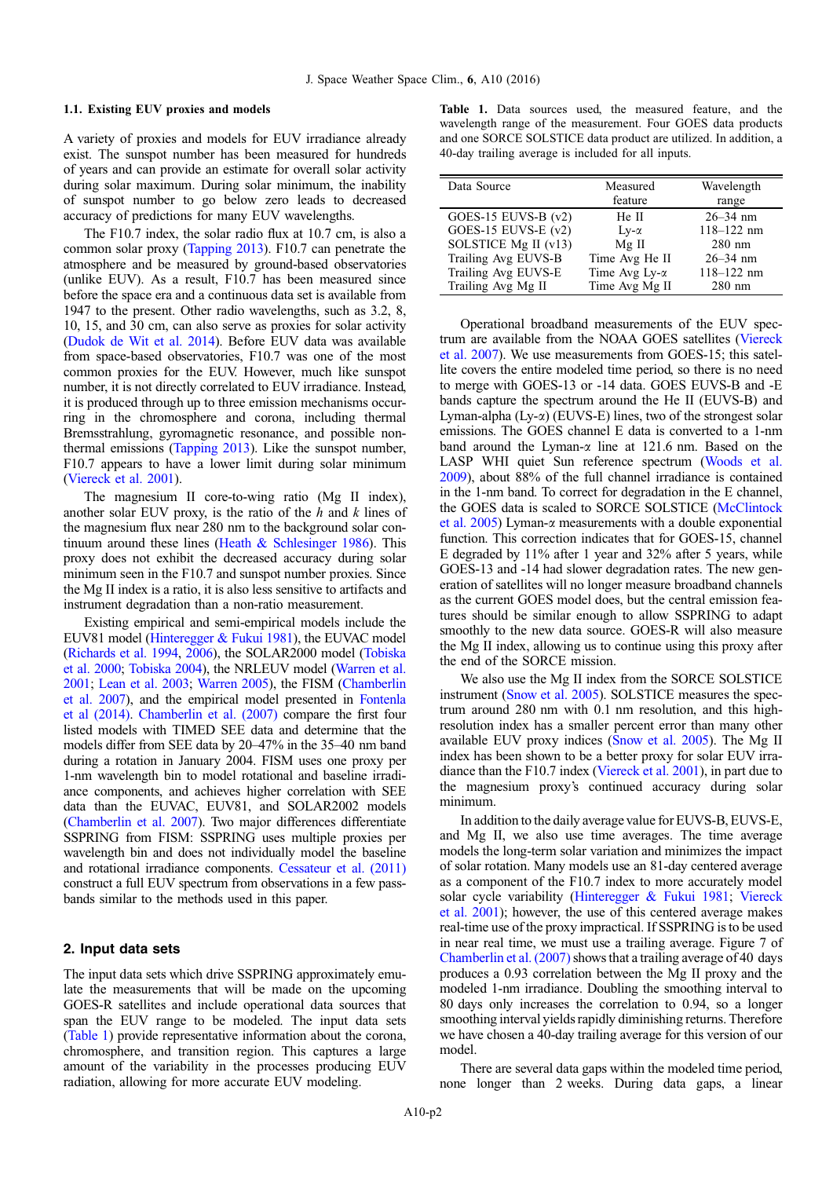### 1.1. Existing EUV proxies and models

A variety of proxies and models for EUV irradiance already exist. The sunspot number has been measured for hundreds of years and can provide an estimate for overall solar activity during solar maximum. During solar minimum, the inability of sunspot number to go below zero leads to decreased accuracy of predictions for many EUV wavelengths.

The F10.7 index, the solar radio flux at 10.7 cm, is also a common solar proxy (Tapping 2013). F10.7 can penetrate the atmosphere and be measured by ground-based observatories (unlike EUV). As a result, F10.7 has been measured since before the space era and a continuous data set is available from 1947 to the present. Other radio wavelengths, such as 3.2, 8, 10, 15, and 30 cm, can also serve as proxies for solar activity (Dudok de Wit et al. 2014). Before EUV data was available from space-based observatories, F10.7 was one of the most common proxies for the EUV. However, much like sunspot number, it is not directly correlated to EUV irradiance. Instead, it is produced through up to three emission mechanisms occurring in the chromosphere and corona, including thermal Bremsstrahlung, gyromagnetic resonance, and possible non-thermal emissions (Tapping 2013). Like the sunspot number, F10.7 appears to have a lower limit during solar minimum (Viereck et al. 2001).

The magnesium II core-to-wing ratio (Mg II index), another solar EUV proxy, is the ratio of the *h* and *k* lines of the magnesium flux near 280 nm to the background solar continuum around these lines (Heath & Schlesinger 1986). This proxy does not exhibit the decreased accuracy during solar minimum seen in the F10.7 and sunspot number proxies. Since the Mg II index is a ratio, it is also less sensitive to artifacts and instrument degradation than a non-ratio measurement.

Existing empirical and semi-empirical models include the EUV81 model (Hinteregger & Fukui 1981), the EUVAC model (Richards et al. 1994, 2006), the SOLAR2000 model (Tobiska et al. 2000; Tobiska 2004), the NRLEUV model (Warren et al. 2001; Lean et al. 2003; Warren 2005), the FISM (Chamberlin et al. 2007), and the empirical model presented in Fontenla et al (2014). Chamberlin et al. (2007) compare the first four listed models with TIMED SEE data and determine that the models differ from SEE data by 20–47% in the 35–40 nm band during a rotation in January 2004. FISM uses one proxy per 1-nm wavelength bin to model rotational and baseline irradiance components, and achieves higher correlation with SEE data than the EUVAC, EUV81, and SOLAR2002 models (Chamberlin et al. 2007). Two major differences differentiate SSPRING from FISM: SSPRING uses multiple proxies per wavelength bin and does not individually model the baseline and rotational irradiance components. Cessateur et al. (2011) construct a full EUV spectrum from observations in a few passbands similar to the methods used in this paper.

## 2. Input data sets

The input data sets which drive SSPRING approximately emulate the measurements that will be made on the upcoming GOES-R satellites and include operational data sources that span the EUV range to be modeled. The input data sets (Table 1) provide representative information about the corona, chromosphere, and transition region. This captures a large amount of the variability in the processes producing EUV radiation, allowing for more accurate EUV modeling.

**Table 1.** Data sources used, the measured feature, and the wavelength range of the measurement. Four GOES data products and one SORCE SOLSTICE data product are utilized. In addition, a 40-day trailing average is included for all inputs.

| Data Source | Measured feature | Wavelength range |
|---|---|---|
| GOES-15 EUVS-B (v2) | He II | 26–34 nm |
| GOES-15 EUVS-E (v2) | Ly-α | 118–122 nm |
| SOLSTICE Mg II (v13) | Mg II | 280 nm |
| Trailing Avg EUVS-B | Time Avg He II | 26–34 nm |
| Trailing Avg EUVS-E | Time Avg Ly-α | 118–122 nm |
| Trailing Avg Mg II | Time Avg Mg II | 280 nm |

Operational broadband measurements of the EUV spectrum are available from the NOAA GOES satellites (Viereck et al. 2007). We use measurements from GOES-15; this satellite covers the entire modeled time period, so there is no need to merge with GOES-13 or -14 data. GOES EUVS-B and -E bands capture the spectrum around the He II (EUVS-B) and Lyman-alpha (Ly-α) (EUVS-E) lines, two of the strongest solar emissions. The GOES channel E data is converted to a 1-nm band around the Lyman-α line at 121.6 nm. Based on the LASP WHI quiet Sun reference spectrum (Woods et al. 2009), about 88% of the full channel irradiance is contained in the 1-nm band. To correct for degradation in the E channel, the GOES data is scaled to SORCE SOLSTICE (McClintock et al. 2005) Lyman-α measurements with a double exponential function. This correction indicates that for GOES-15, channel E degraded by 11% after 1 year and 32% after 5 years, while GOES-13 and -14 had slower degradation rates. The new generation of satellites will no longer measure broadband channels as the current GOES model does, but the central emission features should be similar enough to allow SSPRING to adapt smoothly to the new data source. GOES-R will also measure the Mg II index, allowing us to continue using this proxy after the end of the SORCE mission.

We also use the Mg II index from the SORCE SOLSTICE instrument (Snow et al. 2005). SOLSTICE measures the spectrum around 280 nm with 0.1 nm resolution, and this high-resolution index has a smaller percent error than many other available EUV proxy indices (Snow et al. 2005). The Mg II index has been shown to be a better proxy for solar EUV irradiance than the F10.7 index (Viereck et al. 2001), in part due to the magnesium proxy's continued accuracy during solar minimum.

In addition to the daily average value for EUVS-B, EUVS-E, and Mg II, we also use time averages. The time average models the long-term solar variation and minimizes the impact of solar rotation. Many models use an 81-day centered average as a component of the F10.7 index to more accurately model solar cycle variability (Hinteregger & Fukui 1981; Viereck et al. 2001); however, the use of this centered average makes real-time use of the proxy impractical. If SSPRING is to be used in near real time, we must use a trailing average. Figure 7 of Chamberlin et al. (2007) shows that a trailing average of 40 days produces a 0.93 correlation between the Mg II proxy and the modeled 1-nm irradiance. Doubling the smoothing interval to 80 days only increases the correlation to 0.94, so a longer smoothing interval yields rapidly diminishing returns. Therefore we have chosen a 40-day trailing average for this version of our model.

There are several data gaps within the modeled time period, none longer than 2 weeks. During data gaps, a linear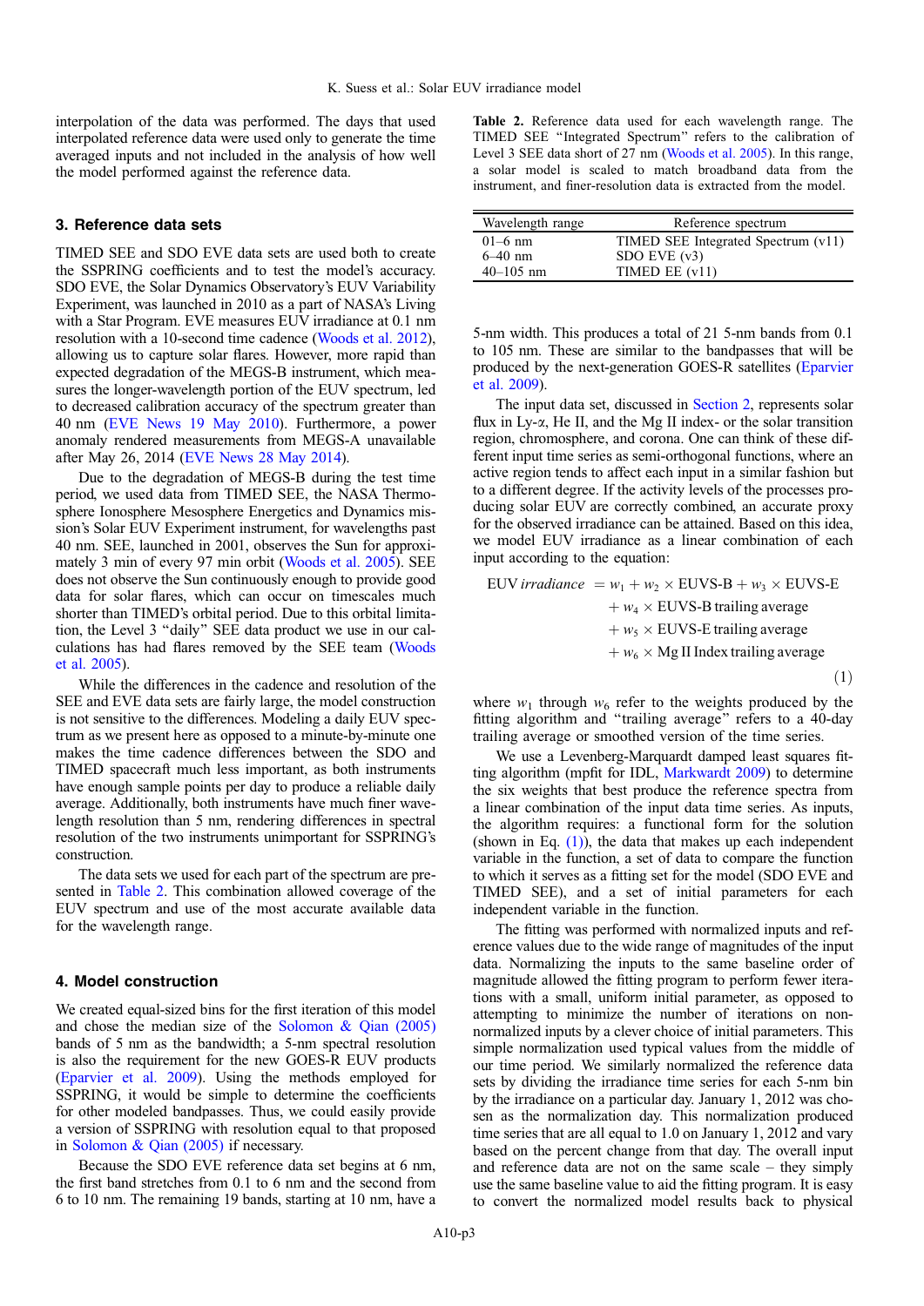interpolation of the data was performed. The days that used interpolated reference data were used only to generate the time averaged inputs and not included in the analysis of how well the model performed against the reference data.

## 3. Reference data sets

TIMED SEE and SDO EVE data sets are used both to create the SSPRING coefficients and to test the model's accuracy. SDO EVE, the Solar Dynamics Observatory's EUV Variability Experiment, was launched in 2010 as a part of NASA's Living with a Star Program. EVE measures EUV irradiance at 0.1 nm resolution with a 10-second time cadence (Woods et al. 2012), allowing us to capture solar flares. However, more rapid than expected degradation of the MEGS-B instrument, which measures the longer-wavelength portion of the EUV spectrum, led to decreased calibration accuracy of the spectrum greater than 40 nm (EVE News 19 May 2010). Furthermore, a power anomaly rendered measurements from MEGS-A unavailable after May 26, 2014 (EVE News 28 May 2014).

Due to the degradation of MEGS-B during the test time period, we used data from TIMED SEE, the NASA Thermosphere Ionosphere Mesosphere Energetics and Dynamics mission's Solar EUV Experiment instrument, for wavelengths past 40 nm. SEE, launched in 2001, observes the Sun for approximately 3 min of every 97 min orbit (Woods et al. 2005). SEE does not observe the Sun continuously enough to provide good data for solar flares, which can occur on timescales much shorter than TIMED's orbital period. Due to this orbital limitation, the Level 3 "daily" SEE data product we use in our calculations has had flares removed by the SEE team (Woods et al. 2005).

While the differences in the cadence and resolution of the SEE and EVE data sets are fairly large, the model construction is not sensitive to the differences. Modeling a daily EUV spectrum as we present here as opposed to a minute-by-minute one makes the time cadence differences between the SDO and TIMED spacecraft much less important, as both instruments have enough sample points per day to produce a reliable daily average. Additionally, both instruments have much finer wavelength resolution than 5 nm, rendering differences in spectral resolution of the two instruments unimportant for SSPRING's construction.

The data sets we used for each part of the spectrum are presented in Table 2. This combination allowed coverage of the EUV spectrum and use of the most accurate available data for the wavelength range.

## 4. Model construction

We created equal-sized bins for the first iteration of this model and chose the median size of the Solomon & Qian (2005) bands of 5 nm as the bandwidth; a 5-nm spectral resolution is also the requirement for the new GOES-R EUV products (Eparvier et al. 2009). Using the methods employed for SSPRING, it would be simple to determine the coefficients for other modeled bandpasses. Thus, we could easily provide a version of SSPRING with resolution equal to that proposed in Solomon & Qian (2005) if necessary.

Because the SDO EVE reference data set begins at 6 nm, the first band stretches from 0.1 to 6 nm and the second from 6 to 10 nm. The remaining 19 bands, starting at 10 nm, have a 5-nm width. This produces a total of 21 5-nm bands from 0.1 to 105 nm. These are similar to the bandpasses that will be produced by the next-generation GOES-R satellites (Eparvier et al. 2009).

**Table 2.** Reference data used for each wavelength range. The TIMED SEE "Integrated Spectrum" refers to the calibration of Level 3 SEE data short of 27 nm (Woods et al. 2005). In this range, a solar model is scaled to match broadband data from the instrument, and finer-resolution data is extracted from the model.

| Wavelength range | Reference spectrum |
|---|---|
| 01–6 nm | TIMED SEE Integrated Spectrum (v11) |
| 6–40 nm | SDO EVE (v3) |
| 40–105 nm | TIMED EE (v11) |

The input data set, discussed in Section 2, represents solar flux in Ly-α, He II, and the Mg II index- or the solar transition region, chromosphere, and corona. One can think of these different input time series as semi-orthogonal functions, where an active region tends to affect each input in a similar fashion but to a different degree. If the activity levels of the processes producing solar EUV are correctly combined, an accurate proxy for the observed irradiance can be attained. Based on this idea, we model EUV irradiance as a linear combination of each input according to the equation:

$$
\begin{aligned}
\text{EUV } irradiance \; &= w_1 + w_2 \times \text{EUVS-B} + w_3 \times \text{EUVS-E} \\
&\quad + w_4 \times \text{EUVS-B trailing average} \\
&\quad + w_5 \times \text{EUVS-E trailing average} \\
&\quad + w_6 \times \text{Mg II Index trailing average}
\end{aligned}
\tag{1}
$$

where $w_1$ through $w_6$ refer to the weights produced by the fitting algorithm and "trailing average" refers to a 40-day trailing average or smoothed version of the time series.

We use a Levenberg-Marquardt damped least squares fitting algorithm (mpfit for IDL, Markwardt 2009) to determine the six weights that best produce the reference spectra from a linear combination of the input data time series. As inputs, the algorithm requires: a functional form for the solution (shown in Eq. (1)), the data that makes up each independent variable in the function, a set of data to compare the function to which it serves as a fitting set for the model (SDO EVE and TIMED SEE), and a set of initial parameters for each independent variable in the function.

The fitting was performed with normalized inputs and reference values due to the wide range of magnitudes of the input data. Normalizing the inputs to the same baseline order of magnitude allowed the fitting program to perform fewer iterations with a small, uniform initial parameter, as opposed to attempting to minimize the number of iterations on non-normalized inputs by a clever choice of initial parameters. This simple normalization used typical values from the middle of our time period. We similarly normalized the reference data sets by dividing the irradiance time series for each 5-nm bin by the irradiance on a particular day. January 1, 2012 was chosen as the normalization day. This normalization produced time series that are all equal to 1.0 on January 1, 2012 and vary based on the percent change from that day. The overall input and reference data are not on the same scale – they simply use the same baseline value to aid the fitting program. It is easy to convert the normalized model results back to physical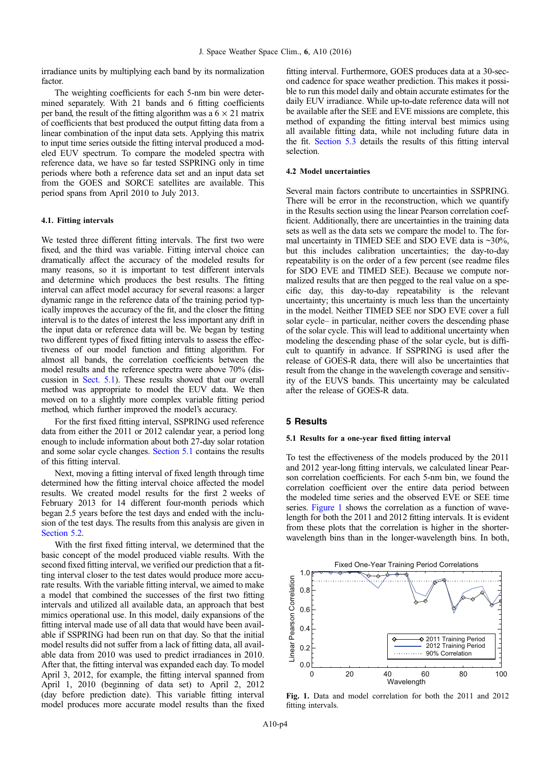irradiance units by multiplying each band by its normalization factor.

The weighting coefficients for each 5-nm bin were determined separately. With 21 bands and 6 fitting coefficients per band, the result of the fitting algorithm was a $6 \times 21$ matrix of coefficients that best produced the output fitting data from a linear combination of the input data sets. Applying this matrix to input time series outside the fitting interval produced a modeled EUV spectrum. To compare the modeled spectra with reference data, we have so far tested SSPRING only in time periods where both a reference data set and an input data set from the GOES and SORCE satellites are available. This period spans from April 2010 to July 2013.

### 4.1. Fitting intervals

We tested three different fitting intervals. The first two were fixed, and the third was variable. Fitting interval choice can dramatically affect the accuracy of the modeled results for many reasons, so it is important to test different intervals and determine which produces the best results. The fitting interval can affect model accuracy for several reasons: a larger dynamic range in the reference data of the training period typically improves the accuracy of the fit, and the closer the fitting interval is to the dates of interest the less important any drift in the input data or reference data will be. We began by testing two different types of fixed fitting intervals to assess the effectiveness of our model function and fitting algorithm. For almost all bands, the correlation coefficients between the model results and the reference spectra were above 70% (discussion in Sect. 5.1). These results showed that our overall method was appropriate to model the EUV data. We then moved on to a slightly more complex variable fitting period method, which further improved the model's accuracy.

For the first fixed fitting interval, SSPRING used reference data from either the 2011 or 2012 calendar year, a period long enough to include information about both 27-day solar rotation and some solar cycle changes. Section 5.1 contains the results of this fitting interval.

Next, moving a fitting interval of fixed length through time determined how the fitting interval choice affected the model results. We created model results for the first 2 weeks of February 2013 for 14 different four-month periods which began 2.5 years before the test days and ended with the inclusion of the test days. The results from this analysis are given in Section 5.2.

With the first fixed fitting interval, we determined that the basic concept of the model produced viable results. With the second fixed fitting interval, we verified our prediction that a fitting interval closer to the test dates would produce more accurate results. With the variable fitting interval, we aimed to make a model that combined the successes of the first two fitting intervals and utilized all available data, an approach that best mimics operational use. In this model, daily expansions of the fitting interval made use of all data that would have been available if SSPRING had been run on that day. So that the initial model results did not suffer from a lack of fitting data, all available data from 2010 was used to predict irradiances in 2010. After that, the fitting interval was expanded each day. To model April 3, 2012, for example, the fitting interval spanned from April 1, 2010 (beginning of data set) to April 2, 2012 (day before prediction date). This variable fitting interval model produces more accurate model results than the fixed fitting interval. Furthermore, GOES produces data at a 30-second cadence for space weather prediction. This makes it possible to run this model daily and obtain accurate estimates for the daily EUV irradiance. While up-to-date reference data will not be available after the SEE and EVE missions are complete, this method of expanding the fitting interval best mimics using all available fitting data, while not including future data in the fit. Section 5.3 details the results of this fitting interval selection.

### 4.2 Model uncertainties

Several main factors contribute to uncertainties in SSPRING. There will be error in the reconstruction, which we quantify in the Results section using the linear Pearson correlation coefficient. Additionally, there are uncertainties in the training data sets as well as the data sets we compare the model to. The formal uncertainty in TIMED SEE and SDO EVE data is ~30%, but this includes calibration uncertainties; the day-to-day repeatability is on the order of a few percent (see readme files for SDO EVE and TIMED SEE). Because we compute normalized results that are then pegged to the real value on a specific day, this day-to-day repeatability is the relevant uncertainty; this uncertainty is much less than the uncertainty in the model. Neither TIMED SEE nor SDO EVE cover a full solar cycle– in particular, neither covers the descending phase of the solar cycle. This will lead to additional uncertainty when modeling the descending phase of the solar cycle, but is difficult to quantify in advance. If SSPRING is used after the release of GOES-R data, there will also be uncertainties that result from the change in the wavelength coverage and sensitivity of the EUVS bands. This uncertainty may be calculated after the release of GOES-R data.

## 5 Results

### 5.1 Results for a one-year fixed fitting interval

To test the effectiveness of the models produced by the 2011 and 2012 year-long fitting intervals, we calculated linear Pearson correlation coefficients. For each 5-nm bin, we found the correlation coefficient over the entire data period between the modeled time series and the observed EVE or SEE time series. Figure 1 shows the correlation as a function of wavelength for both the 2011 and 2012 fitting intervals. It is evident from these plots that the correlation is higher in the shorter-wavelength bins than in the longer-wavelength bins. In both,

**Fig. 1.** Data and model correlation for both the 2011 and 2012 fitting intervals.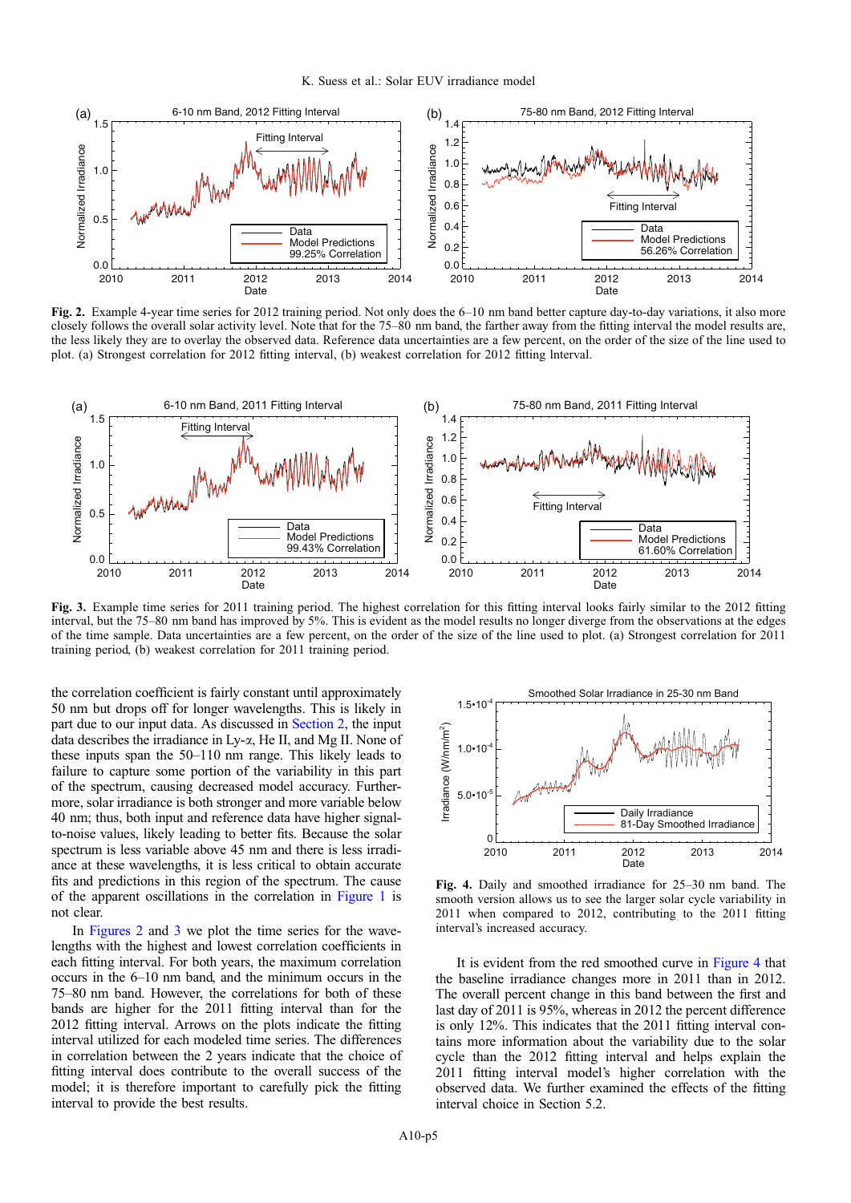**Fig. 2.** Example 4-year time series for 2012 training period. Not only does the 6–10 nm band better capture day-to-day variations, it also more closely follows the overall solar activity level. Note that for the 75–80 nm band, the farther away from the fitting interval the model results are, the less likely they are to overlay the observed data. Reference data uncertainties are a few percent, on the order of the size of the line used to plot. (a) Strongest correlation for 2012 fitting interval, (b) weakest correlation for 2012 fitting lnterval.

**Fig. 3.** Example time series for 2011 training period. The highest correlation for this fitting interval looks fairly similar to the 2012 fitting interval, but the 75–80 nm band has improved by 5%. This is evident as the model results no longer diverge from the observations at the edges of the time sample. Data uncertainties are a few percent, on the order of the size of the line used to plot. (a) Strongest correlation for 2011 training period, (b) weakest correlation for 2011 training period.

the correlation coefficient is fairly constant until approximately 50 nm but drops off for longer wavelengths. This is likely in part due to our input data. As discussed in Section 2, the input data describes the irradiance in Ly-α, He II, and Mg II. None of these inputs span the 50–110 nm range. This likely leads to failure to capture some portion of the variability in this part of the spectrum, causing decreased model accuracy. Furthermore, solar irradiance is both stronger and more variable below 40 nm; thus, both input and reference data have higher signal-to-noise values, likely leading to better fits. Because the solar spectrum is less variable above 45 nm and there is less irradiance at these wavelengths, it is less critical to obtain accurate fits and predictions in this region of the spectrum. The cause of the apparent oscillations in the correlation in Figure 1 is not clear.

In Figures 2 and 3 we plot the time series for the wavelengths with the highest and lowest correlation coefficients in each fitting interval. For both years, the maximum correlation occurs in the 6–10 nm band, and the minimum occurs in the 75–80 nm band. However, the correlations for both of these bands are higher for the 2011 fitting interval than for the 2012 fitting interval. Arrows on the plots indicate the fitting interval utilized for each modeled time series. The differences in correlation between the 2 years indicate that the choice of fitting interval does contribute to the overall success of the model; it is therefore important to carefully pick the fitting interval to provide the best results.

**Fig. 4.** Daily and smoothed irradiance for 25–30 nm band. The smooth version allows us to see the larger solar cycle variability in 2011 when compared to 2012, contributing to the 2011 fitting interval's increased accuracy.

It is evident from the red smoothed curve in Figure 4 that the baseline irradiance changes more in 2011 than in 2012. The overall percent change in this band between the first and last day of 2011 is 95%, whereas in 2012 the percent difference is only 12%. This indicates that the 2011 fitting interval contains more information about the variability due to the solar cycle than the 2012 fitting interval and helps explain the 2011 fitting interval model's higher correlation with the observed data. We further examined the effects of the fitting interval choice in Section 5.2.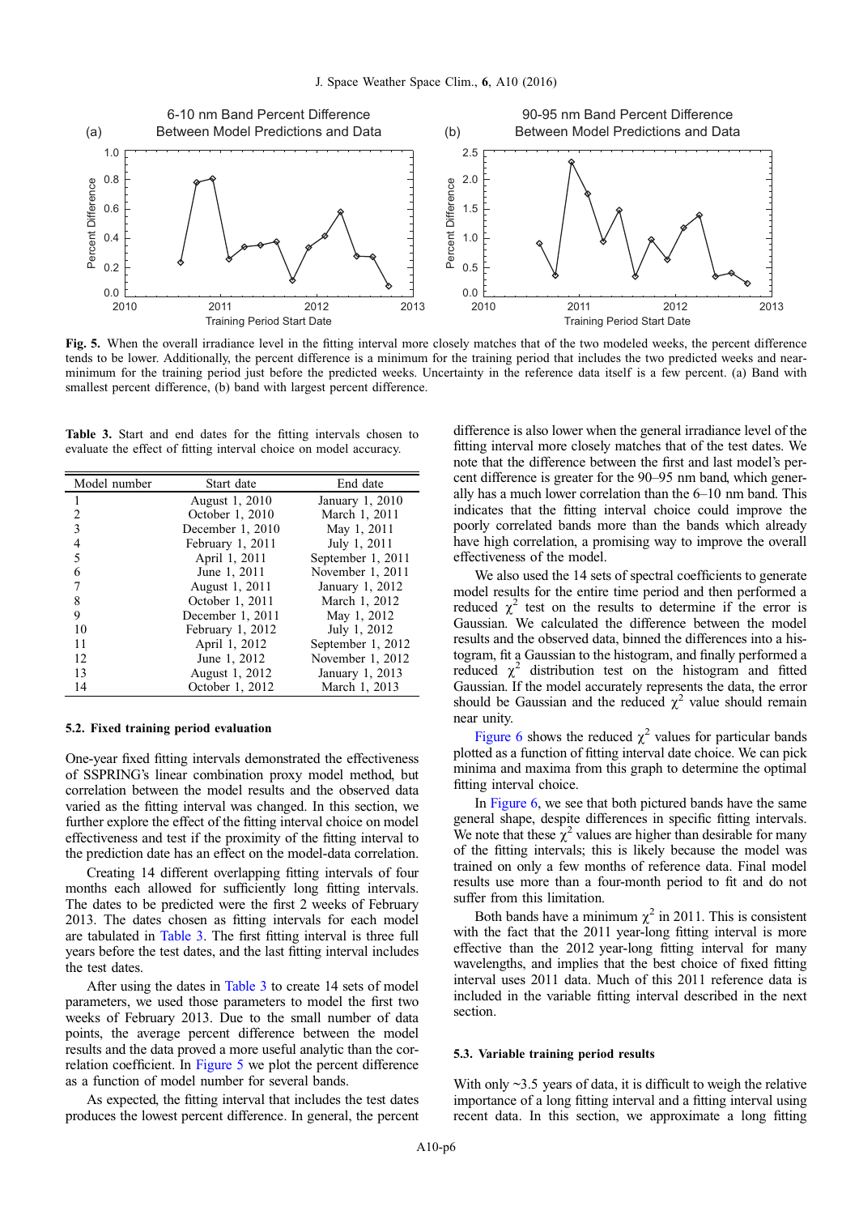**Fig. 5.** When the overall irradiance level in the fitting interval more closely matches that of the two modeled weeks, the percent difference tends to be lower. Additionally, the percent difference is a minimum for the training period that includes the two predicted weeks and near-minimum for the training period just before the predicted weeks. Uncertainty in the reference data itself is a few percent. (a) Band with smallest percent difference, (b) band with largest percent difference.

**Table 3.** Start and end dates for the fitting intervals chosen to evaluate the effect of fitting interval choice on model accuracy.

| Model number | Start date | End date |
|---|---|---|
| 1 | August 1, 2010 | January 1, 2010 |
| 2 | October 1, 2010 | March 1, 2011 |
| 3 | December 1, 2010 | May 1, 2011 |
| 4 | February 1, 2011 | July 1, 2011 |
| 5 | April 1, 2011 | September 1, 2011 |
| 6 | June 1, 2011 | November 1, 2011 |
| 7 | August 1, 2011 | January 1, 2012 |
| 8 | October 1, 2011 | March 1, 2012 |
| 9 | December 1, 2011 | May 1, 2012 |
| 10 | February 1, 2012 | July 1, 2012 |
| 11 | April 1, 2012 | September 1, 2012 |
| 12 | June 1, 2012 | November 1, 2012 |
| 13 | August 1, 2012 | January 1, 2013 |
| 14 | October 1, 2012 | March 1, 2013 |

### 5.2. Fixed training period evaluation

One-year fixed fitting intervals demonstrated the effectiveness of SSPRING's linear combination proxy model method, but correlation between the model results and the observed data varied as the fitting interval was changed. In this section, we further explore the effect of the fitting interval choice on model effectiveness and test if the proximity of the fitting interval to the prediction date has an effect on the model-data correlation.

Creating 14 different overlapping fitting intervals of four months each allowed for sufficiently long fitting intervals. The dates to be predicted were the first 2 weeks of February 2013. The dates chosen as fitting intervals for each model are tabulated in Table 3. The first fitting interval is three full years before the test dates, and the last fitting interval includes the test dates.

After using the dates in Table 3 to create 14 sets of model parameters, we used those parameters to model the first two weeks of February 2013. Due to the small number of data points, the average percent difference between the model results and the data proved a more useful analytic than the correlation coefficient. In Figure 5 we plot the percent difference as a function of model number for several bands.

As expected, the fitting interval that includes the test dates produces the lowest percent difference. In general, the percent difference is also lower when the general irradiance level of the fitting interval more closely matches that of the test dates. We note that the difference between the first and last model's percent difference is greater for the 90–95 nm band, which generally has a much lower correlation than the 6–10 nm band. This indicates that the fitting interval choice could improve the poorly correlated bands more than the bands which already have high correlation, a promising way to improve the overall effectiveness of the model.

We also used the 14 sets of spectral coefficients to generate model results for the entire time period and then performed a reduced $\chi^2$ test on the results to determine if the error is Gaussian. We calculated the difference between the model results and the observed data, binned the differences into a histogram, fit a Gaussian to the histogram, and finally performed a reduced $\chi^2$ distribution test on the histogram and fitted Gaussian. If the model accurately represents the data, the error should be Gaussian and the reduced $\chi^2$ value should remain near unity.

Figure 6 shows the reduced $\chi^2$ values for particular bands plotted as a function of fitting interval date choice. We can pick minima and maxima from this graph to determine the optimal fitting interval choice.

In Figure 6, we see that both pictured bands have the same general shape, despite differences in specific fitting intervals. We note that these $\chi^2$ values are higher than desirable for many of the fitting intervals; this is likely because the model was trained on only a few months of reference data. Final model results use more than a four-month period to fit and do not suffer from this limitation.

Both bands have a minimum $\chi^2$ in 2011. This is consistent with the fact that the 2011 year-long fitting interval is more effective than the 2012 year-long fitting interval for many wavelengths, and implies that the best choice of fixed fitting interval uses 2011 data. Much of this 2011 reference data is included in the variable fitting interval described in the next section.

### 5.3. Variable training period results

With only ~3.5 years of data, it is difficult to weigh the relative importance of a long fitting interval and a fitting interval using recent data. In this section, we approximate a long fitting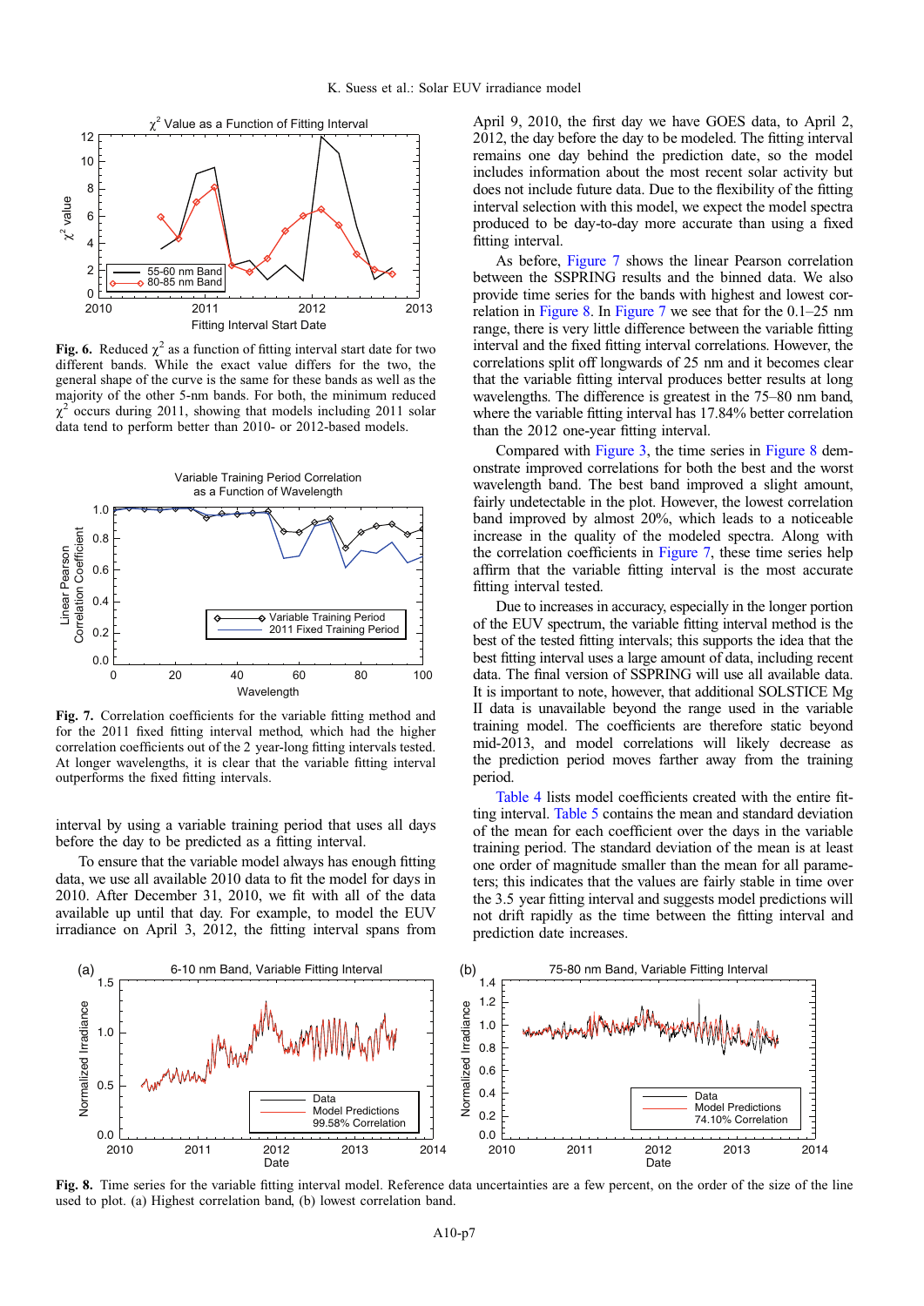**Fig. 6.** Reduced $\chi^2$ as a function of fitting interval start date for two different bands. While the exact value differs for the two, the general shape of the curve is the same for these bands as well as the majority of the other 5-nm bands. For both, the minimum reduced $\chi^2$ occurs during 2011, showing that models including 2011 solar data tend to perform better than 2010- or 2012-based models.

**Fig. 7.** Correlation coefficients for the variable fitting method and for the 2011 fixed fitting interval method, which had the higher correlation coefficients out of the 2 year-long fitting intervals tested. At longer wavelengths, it is clear that the variable fitting interval outperforms the fixed fitting intervals.

interval by using a variable training period that uses all days before the day to be predicted as a fitting interval.

To ensure that the variable model always has enough fitting data, we use all available 2010 data to fit the model for days in 2010. After December 31, 2010, we fit with all of the data available up until that day. For example, to model the EUV irradiance on April 3, 2012, the fitting interval spans from April 9, 2010, the first day we have GOES data, to April 2, 2012, the day before the day to be modeled. The fitting interval remains one day behind the prediction date, so the model includes information about the most recent solar activity but does not include future data. Due to the flexibility of the fitting interval selection with this model, we expect the model spectra produced to be day-to-day more accurate than using a fixed fitting interval.

As before, Figure 7 shows the linear Pearson correlation between the SSPRING results and the binned data. We also provide time series for the bands with highest and lowest correlation in Figure 8. In Figure 7 we see that for the 0.1–25 nm range, there is very little difference between the variable fitting interval and the fixed fitting interval correlations. However, the correlations split off longwards of 25 nm and it becomes clear that the variable fitting interval produces better results at long wavelengths. The difference is greatest in the 75–80 nm band, where the variable fitting interval has 17.84% better correlation than the 2012 one-year fitting interval.

Compared with Figure 3, the time series in Figure 8 demonstrate improved correlations for both the best and the worst wavelength band. The best band improved a slight amount, fairly undetectable in the plot. However, the lowest correlation band improved by almost 20%, which leads to a noticeable increase in the quality of the modeled spectra. Along with the correlation coefficients in Figure 7, these time series help affirm that the variable fitting interval is the most accurate fitting interval tested.

Due to increases in accuracy, especially in the longer portion of the EUV spectrum, the variable fitting interval method is the best of the tested fitting intervals; this supports the idea that the best fitting interval uses a large amount of data, including recent data. The final version of SSPRING will use all available data. It is important to note, however, that additional SOLSTICE Mg II data is unavailable beyond the range used in the variable training model. The coefficients are therefore static beyond mid-2013, and model correlations will likely decrease as the prediction period moves farther away from the training period.

Table 4 lists model coefficients created with the entire fitting interval. Table 5 contains the mean and standard deviation of the mean for each coefficient over the days in the variable training period. The standard deviation of the mean is at least one order of magnitude smaller than the mean for all parameters; this indicates that the values are fairly stable in time over the 3.5 year fitting interval and suggests model predictions will not drift rapidly as the time between the fitting interval and prediction date increases.

**Fig. 8.** Time series for the variable fitting interval model. Reference data uncertainties are a few percent, on the order of the size of the line used to plot. (a) Highest correlation band, (b) lowest correlation band.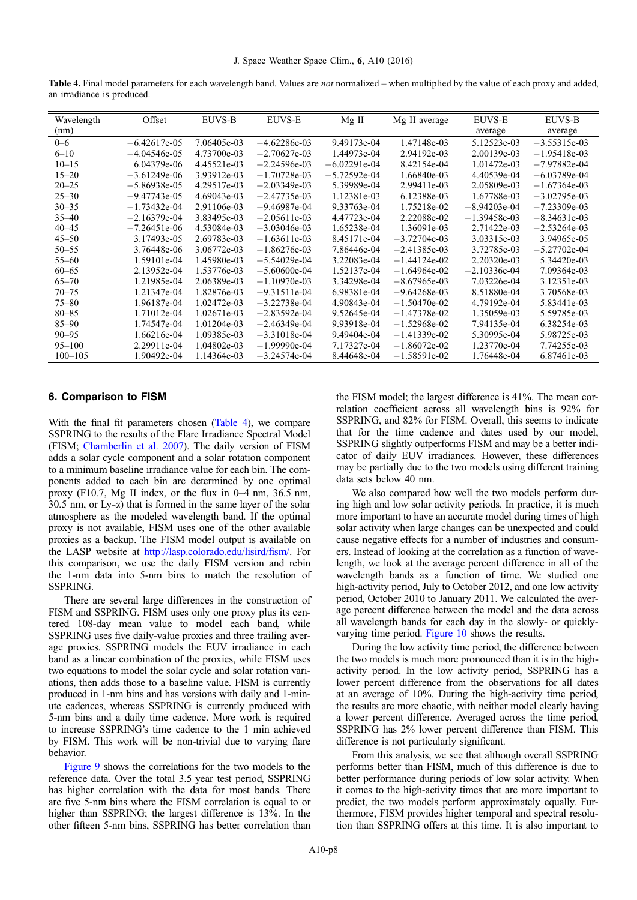**Table 4.** Final model parameters for each wavelength band. Values are *not* normalized – when multiplied by the value of each proxy and added, an irradiance is produced.

| Wavelength (nm) | Offset | EUVS-B | EUVS-E | Mg II | Mg II average | EUVS-E average | EUVS-B average |
|---|---|---|---|---|---|---|---|
| 0–6 | −6.42617e-05 | 7.06405e-03 | −4.62286e-03 | 9.49173e-04 | 1.47148e-03 | 5.12523e-03 | −3.55315e-03 |
| 6–10 | −4.04546e-05 | 4.73700e-03 | −2.70627e-03 | 1.44973e-04 | 2.94192e-03 | 2.00139e-03 | −1.95418e-03 |
| 10–15 | 6.04379e-06 | 4.45521e-03 | −2.24596e-03 | −6.02291e-04 | 8.42154e-04 | 1.01472e-03 | −7.97882e-04 |
| 15–20 | −3.61249e-06 | 3.93912e-03 | −1.70728e-03 | −5.72592e-04 | 1.66840e-03 | 4.40539e-04 | −6.03789e-04 |
| 20–25 | −5.86938e-05 | 4.29517e-03 | −2.03349e-03 | 5.39989e-04 | 2.99411e-03 | 2.05809e-03 | −1.67364e-03 |
| 25–30 | −9.47743e-05 | 4.69043e-03 | −2.47735e-03 | 1.12381e-03 | 6.12388e-03 | 1.67788e-03 | −3.02795e-03 |
| 30–35 | −1.73432e-04 | 2.91106e-03 | −9.46987e-04 | 9.33763e-04 | 1.75218e-02 | −8.94203e-04 | −7.23309e-03 |
| 35–40 | −2.16379e-04 | 3.83495e-03 | −2.05611e-03 | 4.47723e-04 | 2.22088e-02 | −1.39458e-03 | −8.34631e-03 |
| 40–45 | −7.26451e-06 | 4.53084e-03 | −3.03046e-03 | 1.65238e-04 | 1.36091e-03 | 2.71422e-03 | −2.53264e-03 |
| 45–50 | 3.17493e-05 | 2.69783e-03 | −1.63611e-03 | 8.45171e-04 | −3.72704e-03 | 3.03315e-03 | 3.94965e-05 |
| 50–55 | 3.76448e-06 | 3.06772e-03 | −1.86276e-03 | 7.86446e-04 | −2.41385e-03 | 3.72785e-03 | −5.27702e-04 |
| 55–60 | 1.59101e-04 | 1.45980e-03 | −5.54029e-04 | 3.22083e-04 | −1.44124e-02 | 2.20320e-03 | 5.34420e-03 |
| 60–65 | 2.13952e-04 | 1.53776e-03 | −5.60600e-04 | 1.52137e-04 | −1.64964e-02 | −2.10336e-04 | 7.09364e-03 |
| 65–70 | 1.21985e-04 | 2.06389e-03 | −1.10970e-03 | 3.34298e-04 | −8.67965e-03 | 7.03226e-04 | 3.12351e-03 |
| 70–75 | 1.21347e-04 | 1.82876e-03 | −9.31511e-04 | 6.98381e-04 | −9.64268e-03 | 8.51880e-04 | 3.70568e-03 |
| 75–80 | 1.96187e-04 | 1.02472e-03 | −3.22738e-04 | 4.90843e-04 | −1.50470e-02 | 4.79192e-04 | 5.83441e-03 |
| 80–85 | 1.71012e-04 | 1.02671e-03 | −2.83592e-04 | 9.52645e-04 | −1.47378e-02 | 1.35059e-03 | 5.59785e-03 |
| 85–90 | 1.74547e-04 | 1.01204e-03 | −2.46349e-04 | 9.93918e-04 | −1.52968e-02 | 7.94135e-04 | 6.38254e-03 |
| 90–95 | 1.66216e-04 | 1.09385e-03 | −3.31018e-04 | 9.49404e-04 | −1.41339e-02 | 5.30995e-04 | 5.98725e-03 |
| 95–100 | 2.29911e-04 | 1.04802e-03 | −1.99990e-04 | 7.17327e-04 | −1.86072e-02 | 1.23770e-04 | 7.74255e-03 |
| 100–105 | 1.90492e-04 | 1.14364e-03 | −3.24574e-04 | 8.44648e-04 | −1.58591e-02 | 1.76448e-04 | 6.87461e-03 |

## 6. Comparison to FISM

With the final fit parameters chosen (Table 4), we compare SSPRING to the results of the Flare Irradiance Spectral Model (FISM; Chamberlin et al. 2007). The daily version of FISM adds a solar cycle component and a solar rotation component to a minimum baseline irradiance value for each bin. The components added to each bin are determined by one optimal proxy (F10.7, Mg II index, or the flux in 0–4 nm, 36.5 nm, 30.5 nm, or Ly-α) that is formed in the same layer of the solar atmosphere as the modeled wavelength band. If the optimal proxy is not available, FISM uses one of the other available proxies as a backup. The FISM model output is available on the LASP website at http://lasp.colorado.edu/lisird/fism/. For this comparison, we use the daily FISM version and rebin the 1-nm data into 5-nm bins to match the resolution of SSPRING.

There are several large differences in the construction of FISM and SSPRING. FISM uses only one proxy plus its centered 108-day mean value to model each band, while SSPRING uses five daily-value proxies and three trailing average proxies. SSPRING models the EUV irradiance in each band as a linear combination of the proxies, while FISM uses two equations to model the solar cycle and solar rotation variations, then adds those to a baseline value. FISM is currently produced in 1-nm bins and has versions with daily and 1-minute cadences, whereas SSPRING is currently produced with 5-nm bins and a daily time cadence. More work is required to increase SSPRING's time cadence to the 1 min achieved by FISM. This work will be non-trivial due to varying flare behavior.

Figure 9 shows the correlations for the two models to the reference data. Over the total 3.5 year test period, SSPRING has higher correlation with the data for most bands. There are five 5-nm bins where the FISM correlation is equal to or higher than SSPRING; the largest difference is 13%. In the other fifteen 5-nm bins, SSPRING has better correlation than the FISM model; the largest difference is 41%. The mean correlation coefficient across all wavelength bins is 92% for SSPRING, and 82% for FISM. Overall, this seems to indicate that for the time cadence and dates used by our model, SSPRING slightly outperforms FISM and may be a better indicator of daily EUV irradiances. However, these differences may be partially due to the two models using different training data sets below 40 nm.

We also compared how well the two models perform during high and low solar activity periods. In practice, it is much more important to have an accurate model during times of high solar activity when large changes can be unexpected and could cause negative effects for a number of industries and consumers. Instead of looking at the correlation as a function of wavelength, we look at the average percent difference in all of the wavelength bands as a function of time. We studied one high-activity period, July to October 2012, and one low activity period, October 2010 to January 2011. We calculated the average percent difference between the model and the data across all wavelength bands for each day in the slowly- or quickly-varying time period. Figure 10 shows the results.

During the low activity time period, the difference between the two models is much more pronounced than it is in the high-activity period. In the low activity period, SSPRING has a lower percent difference from the observations for all dates at an average of 10%. During the high-activity time period, the results are more chaotic, with neither model clearly having a lower percent difference. Averaged across the time period, SSPRING has 2% lower percent difference than FISM. This difference is not particularly significant.

From this analysis, we see that although overall SSPRING performs better than FISM, much of this difference is due to better performance during periods of low solar activity. When it comes to the high-activity times that are more important to predict, the two models perform approximately equally. Furthermore, FISM provides higher temporal and spectral resolution than SSPRING offers at this time. It is also important to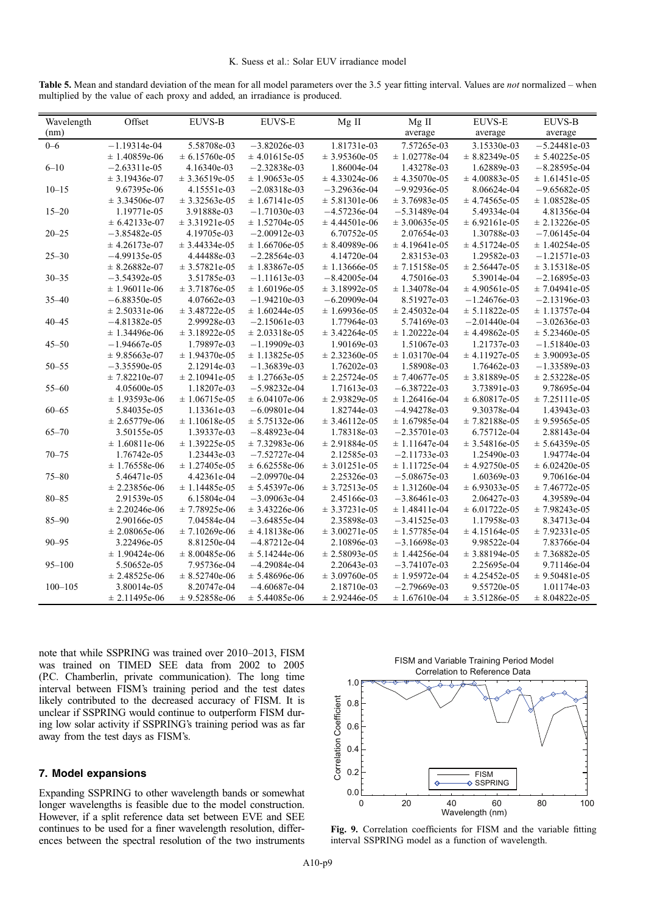**Table 5.** Mean and standard deviation of the mean for all model parameters over the 3.5 year fitting interval. Values are *not* normalized – when multiplied by the value of each proxy and added, an irradiance is produced.

| Wavelength (nm) | Offset | EUVS-B | EUVS-E | Mg II | Mg II average | EUVS-E average | EUVS-B average |
|---|---|---|---|---|---|---|---|
| 0–6 | −1.19314e-04 | 5.58708e-03 | −3.82026e-03 | 1.81731e-03 | 7.57265e-03 | 3.15330e-03 | −5.24481e-03 |
| | ± 1.40859e-06 | ± 6.15760e-05 | ± 4.01615e-05 | ± 3.95360e-05 | ± 1.02778e-04 | ± 8.82349e-05 | ± 5.40225e-05 |
| 6–10 | −2.63311e-05 | 4.16340e-03 | −2.32838e-03 | 1.86004e-04 | 1.43278e-03 | 1.62889e-03 | −8.28595e-04 |
| | ± 3.19436e-07 | ± 3.36519e-05 | ± 1.90653e-05 | ± 4.33024e-06 | ± 4.35070e-05 | ± 4.00883e-05 | ± 1.61451e-05 |
| 10–15 | 9.67395e-06 | 4.15551e-03 | −2.08318e-03 | −3.29636e-04 | −9.92936e-05 | 8.06624e-04 | −9.65682e-05 |
| | ± 3.34506e-07 | ± 3.32563e-05 | ± 1.67141e-05 | ± 5.81301e-06 | ± 3.76983e-05 | ± 4.74565e-05 | ± 1.08528e-05 |
| 15–20 | 1.19771e-05 | 3.91888e-03 | −1.71030e-03 | −4.57236e-04 | −5.31489e-04 | 5.49334e-04 | 4.81356e-04 |
| | ± 6.42133e-07 | ± 3.31921e-05 | ± 1.52704e-05 | ± 4.44501e-06 | ± 3.00635e-05 | ± 6.92161e-05 | ± 2.13226e-05 |
| 20–25 | −3.85482e-05 | 4.19705e-03 | −2.00912e-03 | 6.70752e-05 | 2.07654e-03 | 1.30788e-03 | −7.06145e-04 |
| | ± 4.26173e-07 | ± 3.44334e-05 | ± 1.66706e-05 | ± 8.40989e-06 | ± 4.19641e-05 | ± 4.51724e-05 | ± 1.40254e-05 |
| 25–30 | −4.99135e-05 | 4.44488e-03 | −2.28564e-03 | 4.14720e-04 | 2.83153e-03 | 1.29582e-03 | −1.21571e-03 |
| | ± 8.26882e-07 | ± 3.57821e-05 | ± 1.83867e-05 | ± 1.13666e-05 | ± 7.15158e-05 | ± 2.56447e-05 | ± 3.15318e-05 |
| 30–35 | −3.54392e-05 | 3.51785e-03 | −1.11613e-03 | −8.42005e-04 | 4.75016e-03 | 5.39014e-04 | −2.16895e-03 |
| | ± 1.96011e-06 | ± 3.71876e-05 | ± 1.60196e-05 | ± 3.18992e-05 | ± 1.34078e-04 | ± 4.90561e-05 | ± 7.04941e-05 |
| 35–40 | −6.88350e-05 | 4.07662e-03 | −1.94210e-03 | −6.20909e-04 | 8.51927e-03 | −1.24676e-03 | −2.13196e-03 |
| | ± 2.50331e-06 | ± 3.48722e-05 | ± 1.60244e-05 | ± 1.69936e-05 | ± 2.45032e-04 | ± 5.11822e-05 | ± 1.13757e-04 |
| 40–45 | −4.81382e-05 | 2.99928e-03 | −2.15061e-03 | 1.77964e-03 | 5.74169e-03 | −2.01440e-04 | −3.02636e-03 |
| | ± 1.34496e-06 | ± 3.18922e-05 | ± 2.03318e-05 | ± 3.42264e-05 | ± 1.20222e-04 | ± 4.49862e-05 | ± 5.23460e-05 |
| 45–50 | −1.94667e-05 | 1.79897e-03 | −1.19909e-03 | 1.90169e-03 | 1.51067e-03 | 1.21737e-03 | −1.51840e-03 |
| | ± 9.85663e-07 | ± 1.94370e-05 | ± 1.13825e-05 | ± 2.32360e-05 | ± 1.03170e-04 | ± 4.11927e-05 | ± 3.90093e-05 |
| 50–55 | −3.35590e-05 | 2.12914e-03 | −1.36839e-03 | 1.76202e-03 | 1.58908e-03 | 1.76462e-03 | −1.33589e-03 |
| | ± 7.82210e-07 | ± 2.10941e-05 | ± 1.27663e-05 | ± 2.25724e-05 | ± 7.40677e-05 | ± 3.81889e-05 | ± 2.53228e-05 |
| 55–60 | 4.05600e-05 | 1.18207e-03 | −5.98232e-04 | 1.71613e-03 | −6.38722e-03 | 3.73891e-03 | 9.78695e-04 |
| | ± 1.93593e-06 | ± 1.06715e-05 | ± 6.04107e-06 | ± 2.93829e-05 | ± 1.26416e-04 | ± 6.80817e-05 | ± 7.25111e-05 |
| 60–65 | 5.84035e-05 | 1.13361e-03 | −6.09801e-04 | 1.82744e-03 | −4.94278e-03 | 9.30378e-04 | 1.43943e-03 |
| | ± 2.65779e-06 | ± 1.10618e-05 | ± 5.75132e-06 | ± 3.46112e-05 | ± 1.67985e-04 | ± 7.82188e-05 | ± 9.59565e-05 |
| 65–70 | 3.50155e-05 | 1.39337e-03 | −8.48923e-04 | 1.78318e-03 | −2.35701e-03 | 6.75712e-04 | 2.88143e-04 |
| | ± 1.60811e-06 | ± 1.39225e-05 | ± 7.32983e-06 | ± 2.91884e-05 | ± 1.11647e-04 | ± 3.54816e-05 | ± 5.64359e-05 |
| 70–75 | 1.76742e-05 | 1.23443e-03 | −7.52727e-04 | 2.12585e-03 | −2.11733e-03 | 1.25490e-03 | 1.94774e-04 |
| | ± 1.76558e-06 | ± 1.27405e-05 | ± 6.62558e-06 | ± 3.01251e-05 | ± 1.11725e-04 | ± 4.92750e-05 | ± 6.02420e-05 |
| 75–80 | 5.46471e-05 | 4.42361e-04 | −2.09970e-04 | 2.25326e-03 | −5.08675e-03 | 1.60369e-03 | 9.70616e-04 |
| | ± 2.23856e-06 | ± 1.14485e-05 | ± 5.45397e-06 | ± 3.72513e-05 | ± 1.31260e-04 | ± 6.93033e-05 | ± 7.46772e-05 |
| 80–85 | 2.91539e-05 | 6.15804e-04 | −3.09063e-04 | 2.45166e-03 | −3.86461e-03 | 2.06427e-03 | 4.39589e-04 |
| | ± 2.20246e-06 | ± 7.78925e-06 | ± 3.43226e-06 | ± 3.37231e-05 | ± 1.48411e-04 | ± 6.01722e-05 | ± 7.98243e-05 |
| 85–90 | 2.90166e-05 | 7.04584e-04 | −3.64855e-04 | 2.35898e-03 | −3.41525e-03 | 1.17958e-03 | 8.34713e-04 |
| | ± 2.08065e-06 | ± 7.10269e-06 | ± 4.18138e-06 | ± 3.00271e-05 | ± 1.57785e-04 | ± 4.15164e-05 | ± 7.92331e-05 |
| 90–95 | 3.22496e-05 | 8.81250e-04 | −4.87212e-04 | 2.10896e-03 | −3.16698e-03 | 9.98522e-04 | 7.83766e-04 |
| | ± 1.90424e-06 | ± 8.00485e-06 | ± 5.14244e-06 | ± 2.58093e-05 | ± 1.44256e-04 | ± 3.88194e-05 | ± 7.36882e-05 |
| 95–100 | 5.50652e-05 | 7.95736e-04 | −4.29084e-04 | 2.20643e-03 | −3.74107e-03 | 2.25695e-04 | 9.71146e-04 |
| | ± 2.48525e-06 | ± 8.52740e-06 | ± 5.48696e-06 | ± 3.09760e-05 | ± 1.95972e-04 | ± 4.25452e-05 | ± 9.50481e-05 |
| 100–105 | 3.80014e-05 | 8.20747e-04 | −4.60687e-04 | 2.18710e-03 | −2.79669e-03 | 9.55720e-05 | 1.01174e-03 |
| | ± 2.11495e-06 | ± 9.52858e-06 | ± 5.44085e-06 | ± 2.92446e-05 | ± 1.67610e-04 | ± 3.51286e-05 | ± 8.04822e-05 |

note that while SSPRING was trained over 2010–2013, FISM was trained on TIMED SEE data from 2002 to 2005 (P.C. Chamberlin, private communication). The long time interval between FISM's training period and the test dates likely contributed to the decreased accuracy of FISM. It is unclear if SSPRING would continue to outperform FISM during low solar activity if SSPRING's training period was as far away from the test days as FISM's.

## 7. Model expansions

Expanding SSPRING to other wavelength bands or somewhat longer wavelengths is feasible due to the model construction. However, if a split reference data set between EVE and SEE continues to be used for a finer wavelength resolution, differences between the spectral resolution of the two instruments

**Fig. 9.** Correlation coefficients for FISM and the variable fitting interval SSPRING model as a function of wavelength.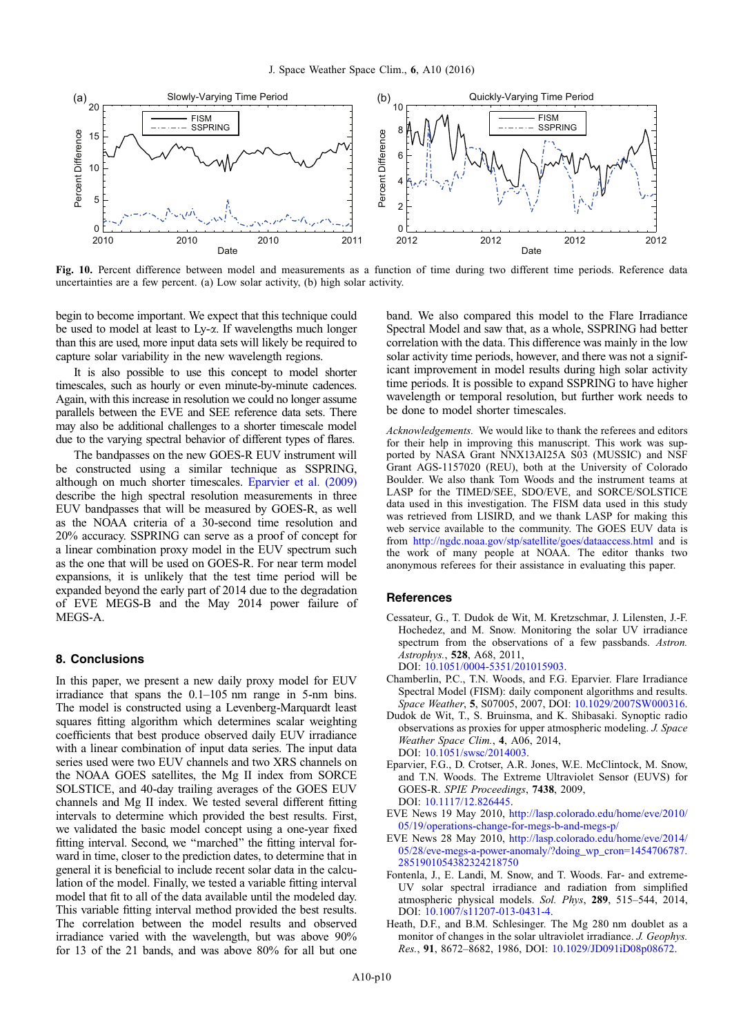Fig. 10. Percent difference between model and measurements as a function of time during two different time periods. Reference data uncertainties are a few percent. (a) Low solar activity, (b) high solar activity.

begin to become important. We expect that this technique could be used to model at least to Ly-α. If wavelengths much longer than this are used, more input data sets will likely be required to capture solar variability in the new wavelength regions.

It is also possible to use this concept to model shorter timescales, such as hourly or even minute-by-minute cadences. Again, with this increase in resolution we could no longer assume parallels between the EVE and SEE reference data sets. There may also be additional challenges to a shorter timescale model due to the varying spectral behavior of different types of flares.

The bandpasses on the new GOES-R EUV instrument will be constructed using a similar technique as SSPRING, although on much shorter timescales. Eparvier et al. (2009) describe the high spectral resolution measurements in three EUV bandpasses that will be measured by GOES-R, as well as the NOAA criteria of a 30-second time resolution and 20% accuracy. SSPRING can serve as a proof of concept for a linear combination proxy model in the EUV spectrum such as the one that will be used on GOES-R. For near term model expansions, it is unlikely that the test time period will be expanded beyond the early part of 2014 due to the degradation of EVE MEGS-B and the May 2014 power failure of MEGS-A.

## 8. Conclusions

In this paper, we present a new daily proxy model for EUV irradiance that spans the 0.1–105 nm range in 5-nm bins. The model is constructed using a Levenberg-Marquardt least squares fitting algorithm which determines scalar weighting coefficients that best produce observed daily EUV irradiance with a linear combination of input data series. The input data series used were two EUV channels and two XRS channels on the NOAA GOES satellites, the Mg II index from SORCE SOLSTICE, and 40-day trailing averages of the GOES EUV channels and Mg II index. We tested several different fitting intervals to determine which provided the best results. First, we validated the basic model concept using a one-year fixed fitting interval. Second, we "marched" the fitting interval forward in time, closer to the prediction dates, to determine that in general it is beneficial to include recent solar data in the calculation of the model. Finally, we tested a variable fitting interval model that fit to all of the data available until the modeled day. This variable fitting interval method provided the best results. The correlation between the model results and observed irradiance varied with the wavelength, but was above 90% for 13 of the 21 bands, and was above 80% for all but one band. We also compared this model to the Flare Irradiance Spectral Model and saw that, as a whole, SSPRING had better correlation with the data. This difference was mainly in the low solar activity time periods, however, and there was not a significant improvement in model results during high solar activity time periods. It is possible to expand SSPRING to have higher wavelength or temporal resolution, but further work needs to be done to model shorter timescales.

*Acknowledgements.* We would like to thank the referees and editors for their help in improving this manuscript. This work was supported by NASA Grant NNX13AI25A S03 (MUSSIC) and NSF Grant AGS-1157020 (REU), both at the University of Colorado Boulder. We also thank Tom Woods and the instrument teams at LASP for the TIMED/SEE, SDO/EVE, and SORCE/SOLSTICE data used in this investigation. The FISM data used in this study was retrieved from LISIRD, and we thank LASP for making this web service available to the community. The GOES EUV data is from http://ngdc.noaa.gov/stp/satellite/goes/dataaccess.html and is the work of many people at NOAA. The editor thanks two anonymous referees for their assistance in evaluating this paper.

## References

Cessateur, G., T. Dudok de Wit, M. Kretzschmar, J. Lilensten, J.-F. Hochedez, and M. Snow. Monitoring the solar UV irradiance spectrum from the observations of a few passbands. *Astron. Astrophys.*, **528**, A68, 2011, DOI: 10.1051/0004-5351/201015903.

Chamberlin, P.C., T.N. Woods, and F.G. Eparvier. Flare Irradiance Spectral Model (FISM): daily component algorithms and results. *Space Weather*, **5**, S07005, 2007, DOI: 10.1029/2007SW000316.

Dudok de Wit, T., S. Bruinsma, and K. Shibasaki. Synoptic radio observations as proxies for upper atmospheric modeling. *J. Space Weather Space Clim.*, **4**, A06, 2014, DOI: 10.1051/swsc/2014003.

Eparvier, F.G., D. Crotser, A.R. Jones, W.E. McClintock, M. Snow, and T.N. Woods. The Extreme Ultraviolet Sensor (EUVS) for GOES-R. *SPIE Proceedings*, **7438**, 2009, DOI: 10.1117/12.826445.

EVE News 19 May 2010, http://lasp.colorado.edu/home/eve/2010/05/19/operations-change-for-megs-b-and-megs-p/

EVE News 28 May 2010, http://lasp.colorado.edu/home/eve/2014/05/28/eve-megs-a-power-anomaly/?doing_wp_cron=1454706787.2851901054382324218750

Fontenla, J., E. Landi, M. Snow, and T. Woods. Far- and extreme-UV solar spectral irradiance and radiation from simplified atmospheric physical models. *Sol. Phys*, **289**, 515–544, 2014, DOI: 10.1007/s11207-013-0431-4.

Heath, D.F., and B.M. Schlesinger. The Mg 280 nm doublet as a monitor of changes in the solar ultraviolet irradiance. *J. Geophys. Res.*, **91**, 8672–8682, 1986, DOI: 10.1029/JD091iD08p08672.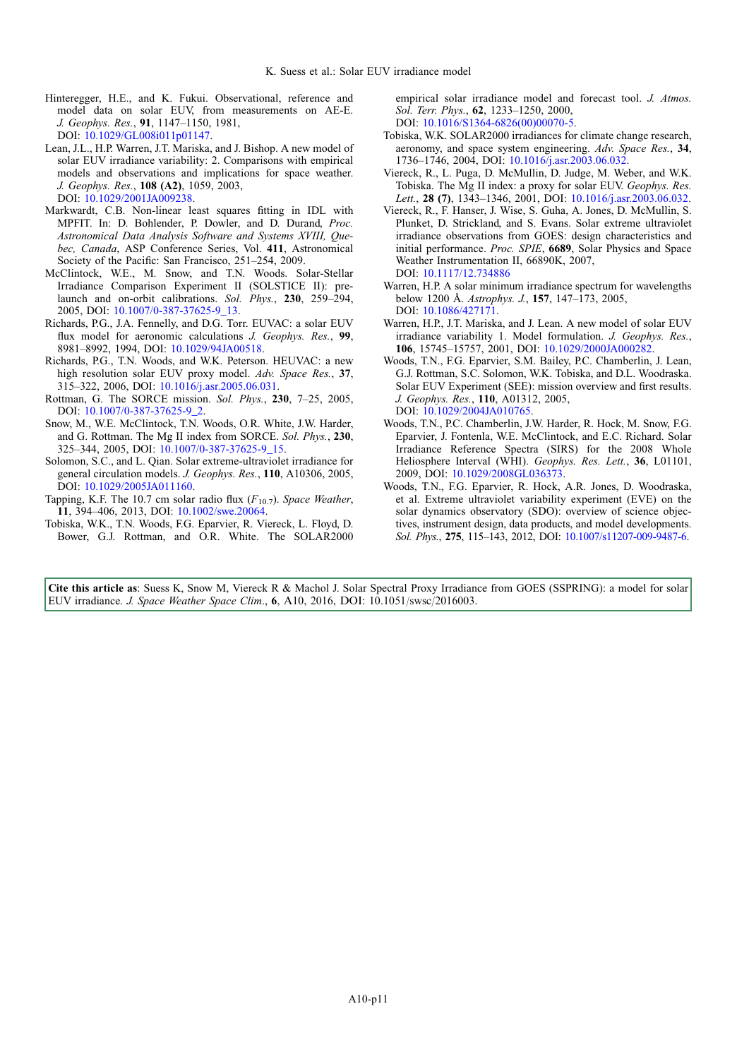Hinteregger, H.E., and K. Fukui. Observational, reference and model data on solar EUV, from measurements on AE-E. *J. Geophys. Res.*, **91**, 1147–1150, 1981, DOI: 10.1029/GL008i011p01147.

Lean, J.L., H.P. Warren, J.T. Mariska, and J. Bishop. A new model of solar EUV irradiance variability: 2. Comparisons with empirical models and observations and implications for space weather. *J. Geophys. Res.*, **108 (A2)**, 1059, 2003, DOI: 10.1029/2001JA009238.

Markwardt, C.B. Non-linear least squares fitting in IDL with MPFIT. In: D. Bohlender, P. Dowler, and D. Durand, *Proc. Astronomical Data Analysis Software and Systems XVIII, Quebec, Canada*, ASP Conference Series, Vol. **411**, Astronomical Society of the Pacific: San Francisco, 251–254, 2009.

McClintock, W.E., M. Snow, and T.N. Woods. Solar-Stellar Irradiance Comparison Experiment II (SOLSTICE II): pre-launch and on-orbit calibrations. *Sol. Phys.*, **230**, 259–294, 2005, DOI: 10.1007/0-387-37625-9_13.

Richards, P.G., J.A. Fennelly, and D.G. Torr. EUVAC: a solar EUV flux model for aeronomic calculations *J. Geophys. Res.*, **99**, 8981–8992, 1994, DOI: 10.1029/94JA00518.

Richards, P.G., T.N. Woods, and W.K. Peterson. HEUVAC: a new high resolution solar EUV proxy model. *Adv. Space Res.*, **37**, 315–322, 2006, DOI: 10.1016/j.asr.2005.06.031.

Rottman, G. The SORCE mission. *Sol. Phys.*, **230**, 7–25, 2005, DOI: 10.1007/0-387-37625-9_2.

Snow, M., W.E. McClintock, T.N. Woods, O.R. White, J.W. Harder, and G. Rottman. The Mg II index from SORCE. *Sol. Phys.*, **230**, 325–344, 2005, DOI: 10.1007/0-387-37625-9_15.

Solomon, S.C., and L. Qian. Solar extreme-ultraviolet irradiance for general circulation models. *J. Geophys. Res.*, **110**, A10306, 2005, DOI: 10.1029/2005JA011160.

Tapping, K.F. The 10.7 cm solar radio flux ($F_{10.7}$). *Space Weather*, **11**, 394–406, 2013, DOI: 10.1002/swe.20064.

Tobiska, W.K., T.N. Woods, F.G. Eparvier, R. Viereck, L. Floyd, D. Bower, G.J. Rottman, and O.R. White. The SOLAR2000 empirical solar irradiance model and forecast tool. *J. Atmos. Sol. Terr. Phys.*, **62**, 1233–1250, 2000, DOI: 10.1016/S1364-6826(00)00070-5.

Tobiska, W.K. SOLAR2000 irradiances for climate change research, aeronomy, and space system engineering. *Adv. Space Res.*, **34**, 1736–1746, 2004, DOI: 10.1016/j.asr.2003.06.032.

Viereck, R., L. Puga, D. McMullin, D. Judge, M. Weber, and W.K. Tobiska. The Mg II index: a proxy for solar EUV. *Geophys. Res. Lett.*, **28 (7)**, 1343–1346, 2001, DOI: 10.1016/j.asr.2003.06.032.

Viereck, R., F. Hanser, J. Wise, S. Guha, A. Jones, D. McMullin, S. Plunket, D. Strickland, and S. Evans. Solar extreme ultraviolet irradiance observations from GOES: design characteristics and initial performance. *Proc. SPIE*, **6689**, Solar Physics and Space Weather Instrumentation II, 66890K, 2007, DOI: 10.1117/12.734886

Warren, H.P. A solar minimum irradiance spectrum for wavelengths below 1200 Å. *Astrophys. J.*, **157**, 147–173, 2005, DOI: 10.1086/427171.

Warren, H.P., J.T. Mariska, and J. Lean. A new model of solar EUV irradiance variability 1. Model formulation. *J. Geophys. Res.*, **106**, 15745–15757, 2001, DOI: 10.1029/2000JA000282.

Woods, T.N., F.G. Eparvier, S.M. Bailey, P.C. Chamberlin, J. Lean, G.J. Rottman, S.C. Solomon, W.K. Tobiska, and D.L. Woodraska. Solar EUV Experiment (SEE): mission overview and first results. *J. Geophys. Res.*, **110**, A01312, 2005, DOI: 10.1029/2004JA010765.

Woods, T.N., P.C. Chamberlin, J.W. Harder, R. Hock, M. Snow, F.G. Eparvier, J. Fontenla, W.E. McClintock, and E.C. Richard. Solar Irradiance Reference Spectra (SIRS) for the 2008 Whole Heliosphere Interval (WHI). *Geophys. Res. Lett.*, **36**, L01101, 2009, DOI: 10.1029/2008GL036373.

Woods, T.N., F.G. Eparvier, R. Hock, A.R. Jones, D. Woodraska, et al. Extreme ultraviolet variability experiment (EVE) on the solar dynamics observatory (SDO): overview of science objectives, instrument design, data products, and model developments. *Sol. Phys.*, **275**, 115–143, 2012, DOI: 10.1007/s11207-009-9487-6.

**Cite this article as**: Suess K, Snow M, Viereck R & Machol J. Solar Spectral Proxy Irradiance from GOES (SSPRING): a model for solar EUV irradiance. *J. Space Weather Space Clim.*, **6**, A10, 2016, DOI: 10.1051/swsc/2016003.